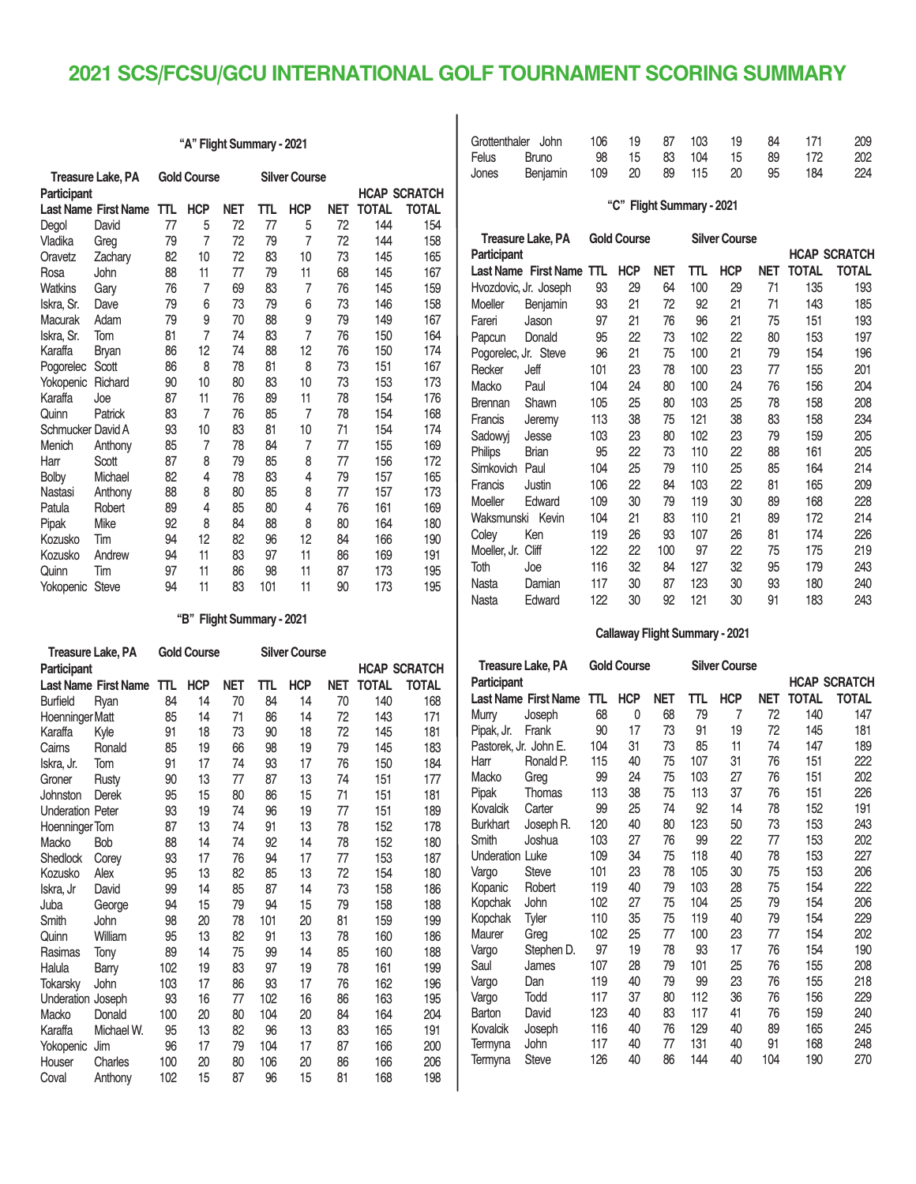# 2021 SCS/FCSU/GCU INTERNATIONAL GOLF TOURNAMENT SCORING SUMMARY

## "A" Flight Summary - 2021

| Treasure Lake, PA | | Gold Course | | | Silver Course | | | | |
|---|---|---|---|---|---|---|---|---|---|
| Participant | | | | | | | | HCAP | SCRATCH |
| Last Name | First Name | TTL | HCP | NET | TTL | HCP | NET | TOTAL | TOTAL |
| Degol | David | 77 | 5 | 72 | 77 | 5 | 72 | 144 | 154 |
| Vladika | Greg | 79 | 7 | 72 | 79 | 7 | 72 | 144 | 158 |
| Oravetz | Zachary | 82 | 10 | 72 | 83 | 10 | 73 | 145 | 165 |
| Rosa | John | 88 | 11 | 77 | 79 | 11 | 68 | 145 | 167 |
| Watkins | Gary | 76 | 7 | 69 | 83 | 7 | 76 | 145 | 159 |
| Iskra, Sr. | Dave | 79 | 6 | 73 | 79 | 6 | 73 | 146 | 158 |
| Macurak | Adam | 79 | 9 | 70 | 88 | 9 | 79 | 149 | 167 |
| Iskra, Sr. | Tom | 81 | 7 | 74 | 83 | 7 | 76 | 150 | 164 |
| Karaffa | Bryan | 86 | 12 | 74 | 88 | 12 | 76 | 150 | 174 |
| Pogorelec | Scott | 86 | 8 | 78 | 81 | 8 | 73 | 151 | 167 |
| Yokopenic | Richard | 90 | 10 | 80 | 83 | 10 | 73 | 153 | 173 |
| Karaffa | Joe | 87 | 11 | 76 | 89 | 11 | 78 | 154 | 176 |
| Quinn | Patrick | 83 | 7 | 76 | 85 | 7 | 78 | 154 | 168 |
| Schmucker | David A | 93 | 10 | 83 | 81 | 10 | 71 | 154 | 174 |
| Menich | Anthony | 85 | 7 | 78 | 84 | 7 | 77 | 155 | 169 |
| Harr | Scott | 87 | 8 | 79 | 85 | 8 | 77 | 156 | 172 |
| Bolby | Michael | 82 | 4 | 78 | 83 | 4 | 79 | 157 | 165 |
| Nastasi | Anthony | 88 | 8 | 80 | 85 | 8 | 77 | 157 | 173 |
| Patula | Robert | 89 | 4 | 85 | 80 | 4 | 76 | 161 | 169 |
| Pipak | Mike | 92 | 8 | 84 | 88 | 8 | 80 | 164 | 180 |
| Kozusko | Tim | 94 | 12 | 82 | 96 | 12 | 84 | 166 | 190 |
| Kozusko | Andrew | 94 | 11 | 83 | 97 | 11 | 86 | 169 | 191 |
| Quinn | Tim | 97 | 11 | 86 | 98 | 11 | 87 | 173 | 195 |
| Yokopenic | Steve | 94 | 11 | 83 | 101 | 11 | 90 | 173 | 195 |

## "B" Flight Summary - 2021

| Treasure Lake, PA | | Gold Course | | | Silver Course | | | | |
|---|---|---|---|---|---|---|---|---|---|
| Participant | | | | | | | | HCAP | SCRATCH |
| Last Name | First Name | TTL | HCP | NET | TTL | HCP | NET | TOTAL | TOTAL |
| Burfield | Ryan | 84 | 14 | 70 | 84 | 14 | 70 | 140 | 168 |
| Hoenninger | Matt | 85 | 14 | 71 | 86 | 14 | 72 | 143 | 171 |
| Karaffa | Kyle | 91 | 18 | 73 | 90 | 18 | 72 | 145 | 181 |
| Cairns | Ronald | 85 | 19 | 66 | 98 | 19 | 79 | 145 | 183 |
| Iskra, Jr. | Tom | 91 | 17 | 74 | 93 | 17 | 76 | 150 | 184 |
| Groner | Rusty | 90 | 13 | 77 | 87 | 13 | 74 | 151 | 177 |
| Johnston | Derek | 95 | 15 | 80 | 86 | 15 | 71 | 151 | 181 |
| Underation | Peter | 93 | 19 | 74 | 96 | 19 | 77 | 151 | 189 |
| Hoenninger | Tom | 87 | 13 | 74 | 91 | 13 | 78 | 152 | 178 |
| Macko | Bob | 88 | 14 | 74 | 92 | 14 | 78 | 152 | 180 |
| Shedlock | Corey | 93 | 17 | 76 | 94 | 17 | 77 | 153 | 187 |
| Kozusko | Alex | 95 | 13 | 82 | 85 | 13 | 72 | 154 | 180 |
| Iskra, Jr | David | 99 | 14 | 85 | 87 | 14 | 73 | 158 | 186 |
| Juba | George | 94 | 15 | 79 | 94 | 15 | 79 | 158 | 188 |
| Smith | John | 98 | 20 | 78 | 101 | 20 | 81 | 159 | 199 |
| Quinn | William | 95 | 13 | 82 | 91 | 13 | 78 | 160 | 186 |
| Rasimas | Tony | 89 | 14 | 75 | 99 | 14 | 85 | 160 | 188 |
| Halula | Barry | 102 | 19 | 83 | 97 | 19 | 78 | 161 | 199 |
| Tokarsky | John | 103 | 17 | 86 | 93 | 17 | 76 | 162 | 196 |
| Underation | Joseph | 93 | 16 | 77 | 102 | 16 | 86 | 163 | 195 |
| Macko | Donald | 100 | 20 | 80 | 104 | 20 | 84 | 164 | 204 |
| Karaffa | Michael W. | 95 | 13 | 82 | 96 | 13 | 83 | 165 | 191 |
| Yokopenic | Jim | 96 | 17 | 79 | 104 | 17 | 87 | 166 | 200 |
| Houser | Charles | 100 | 20 | 80 | 106 | 20 | 86 | 166 | 206 |
| Coval | Anthony | 102 | 15 | 87 | 96 | 15 | 81 | 168 | 198 |
| Grottenthaler | John | 106 | 19 | 87 | 103 | 19 | 84 | 171 | 209 |
| Felus | Bruno | 98 | 15 | 83 | 104 | 15 | 89 | 172 | 202 |
| Jones | Benjamin | 109 | 20 | 89 | 115 | 20 | 95 | 184 | 224 |

## "C" Flight Summary - 2021

| Treasure Lake, PA | | Gold Course | | | Silver Course | | | | |
|---|---|---|---|---|---|---|---|---|---|
| Participant | | | | | | | | HCAP | SCRATCH |
| Last Name | First Name | TTL | HCP | NET | TTL | HCP | NET | TOTAL | TOTAL |
| Hvozdovic, Jr. | Joseph | 93 | 29 | 64 | 100 | 29 | 71 | 135 | 193 |
| Moeller | Benjamin | 93 | 21 | 72 | 92 | 21 | 71 | 143 | 185 |
| Fareri | Jason | 97 | 21 | 76 | 96 | 21 | 75 | 151 | 193 |
| Papcun | Donald | 95 | 22 | 73 | 102 | 22 | 80 | 153 | 197 |
| Pogorelec, Jr. | Steve | 96 | 21 | 75 | 100 | 21 | 79 | 154 | 196 |
| Recker | Jeff | 101 | 23 | 78 | 100 | 23 | 77 | 155 | 201 |
| Macko | Paul | 104 | 24 | 80 | 100 | 24 | 76 | 156 | 204 |
| Brennan | Shawn | 105 | 25 | 80 | 103 | 25 | 78 | 158 | 208 |
| Francis | Jeremy | 113 | 38 | 75 | 121 | 38 | 83 | 158 | 234 |
| Sadowyj | Jesse | 103 | 23 | 80 | 102 | 23 | 79 | 159 | 205 |
| Philips | Brian | 95 | 22 | 73 | 110 | 22 | 88 | 161 | 205 |
| Simkovich | Paul | 104 | 25 | 79 | 110 | 25 | 85 | 164 | 214 |
| Francis | Justin | 106 | 22 | 84 | 103 | 22 | 81 | 165 | 209 |
| Moeller | Edward | 109 | 30 | 79 | 119 | 30 | 89 | 168 | 228 |
| Waksmunski | Kevin | 104 | 21 | 83 | 110 | 21 | 89 | 172 | 214 |
| Coley | Ken | 119 | 26 | 93 | 107 | 26 | 81 | 174 | 226 |
| Moeller, Jr. | Cliff | 122 | 22 | 100 | 97 | 22 | 75 | 175 | 219 |
| Toth | Joe | 116 | 32 | 84 | 127 | 32 | 95 | 179 | 243 |
| Nasta | Damian | 117 | 30 | 87 | 123 | 30 | 93 | 180 | 240 |
| Nasta | Edward | 122 | 30 | 92 | 121 | 30 | 91 | 183 | 243 |

## Callaway Flight Summary - 2021

| Treasure Lake, PA | | Gold Course | | | Silver Course | | | | |
|---|---|---|---|---|---|---|---|---|---|
| Participant | | | | | | | | HCAP | SCRATCH |
| Last Name | First Name | TTL | HCP | NET | TTL | HCP | NET | TOTAL | TOTAL |
| Murry | Joseph | 68 | 0 | 68 | 79 | 7 | 72 | 140 | 147 |
| Pipak, Jr. | Frank | 90 | 17 | 73 | 91 | 19 | 72 | 145 | 181 |
| Pastorek, Jr. | John E. | 104 | 31 | 73 | 85 | 11 | 74 | 147 | 189 |
| Harr | Ronald P. | 115 | 40 | 75 | 107 | 31 | 76 | 151 | 222 |
| Macko | Greg | 99 | 24 | 75 | 103 | 27 | 76 | 151 | 202 |
| Pipak | Thomas | 113 | 38 | 75 | 113 | 37 | 76 | 151 | 226 |
| Kovalcik | Carter | 99 | 25 | 74 | 92 | 14 | 78 | 152 | 191 |
| Burkhart | Joseph R. | 120 | 40 | 80 | 123 | 50 | 73 | 153 | 243 |
| Smith | Joshua | 103 | 27 | 76 | 99 | 22 | 77 | 153 | 202 |
| Underation | Luke | 109 | 34 | 75 | 118 | 40 | 78 | 153 | 227 |
| Vargo | Steve | 101 | 23 | 78 | 105 | 30 | 75 | 153 | 206 |
| Kopanic | Robert | 119 | 40 | 79 | 103 | 28 | 75 | 154 | 222 |
| Kopchak | John | 102 | 27 | 75 | 104 | 25 | 79 | 154 | 206 |
| Kopchak | Tyler | 110 | 35 | 75 | 119 | 40 | 79 | 154 | 229 |
| Maurer | Greg | 102 | 25 | 77 | 100 | 23 | 77 | 154 | 202 |
| Vargo | Stephen D. | 97 | 19 | 78 | 93 | 17 | 76 | 154 | 190 |
| Saul | James | 107 | 28 | 79 | 101 | 25 | 76 | 155 | 208 |
| Vargo | Dan | 119 | 40 | 79 | 99 | 23 | 76 | 155 | 218 |
| Vargo | Todd | 117 | 37 | 80 | 112 | 36 | 76 | 156 | 229 |
| Barton | David | 123 | 40 | 83 | 117 | 41 | 76 | 159 | 240 |
| Kovalcik | Joseph | 116 | 40 | 76 | 129 | 40 | 89 | 165 | 245 |
| Termyna | John | 117 | 40 | 77 | 131 | 40 | 91 | 168 | 248 |
| Termyna | Steve | 126 | 40 | 86 | 144 | 40 | 104 | 190 | 270 |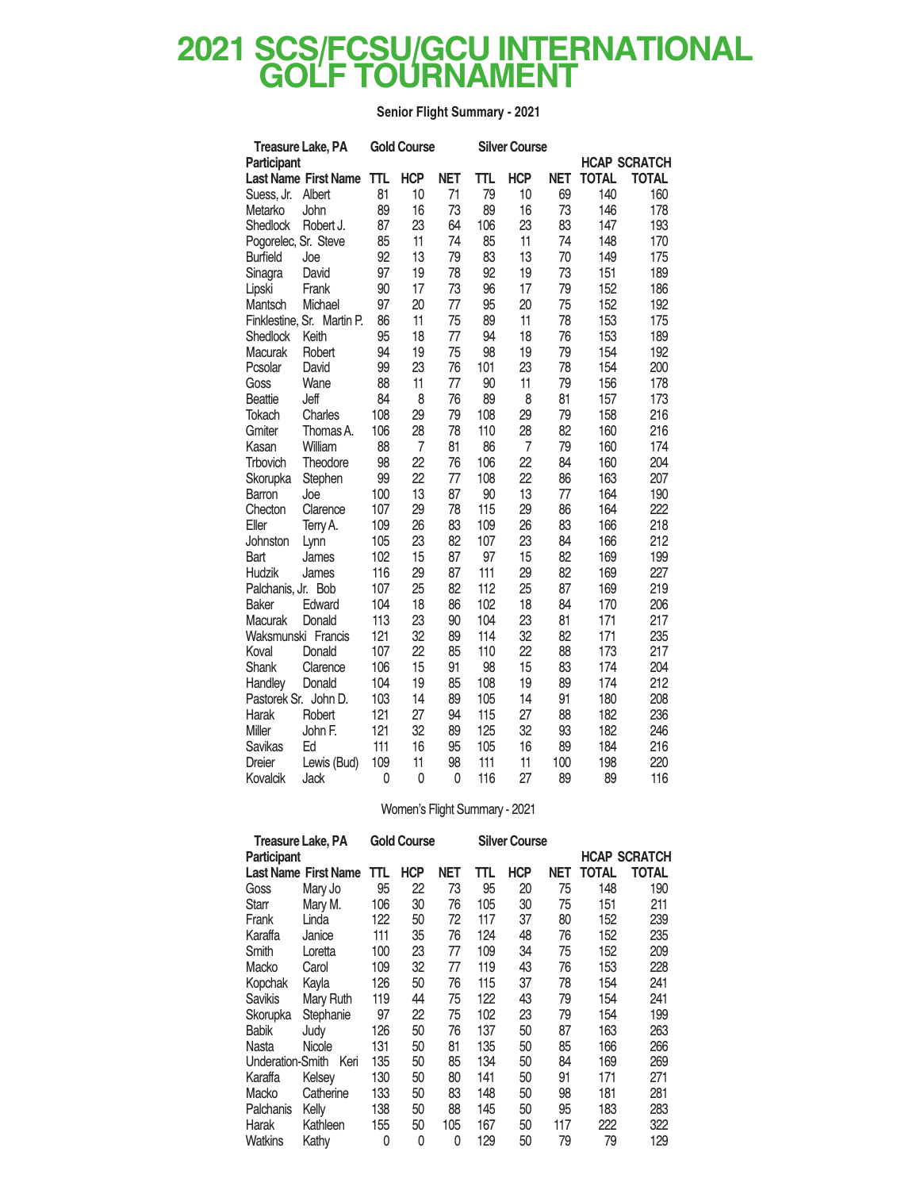# 2021 SCS/FCSU/GCU INTERNATIONAL GOLF TOURNAMENT

**Senior Flight Summary - 2021**

| Treasure Lake, PA | | Gold Course | | | Silver Course | | | | |
|---|---|---|---|---|---|---|---|---|---|
| Participant | | | | | | | | HCAP | SCRATCH |
| Last Name | First Name | TTL | HCP | NET | TTL | HCP | NET | TOTAL | TOTAL |
| Suess, Jr. | Albert | 81 | 10 | 71 | 79 | 10 | 69 | 140 | 160 |
| Metarko | John | 89 | 16 | 73 | 89 | 16 | 73 | 146 | 178 |
| Shedlock | Robert J. | 87 | 23 | 64 | 106 | 23 | 83 | 147 | 193 |
| Pogorelec, Sr. | Steve | 85 | 11 | 74 | 85 | 11 | 74 | 148 | 170 |
| Burfield | Joe | 92 | 13 | 79 | 83 | 13 | 70 | 149 | 175 |
| Sinagra | David | 97 | 19 | 78 | 92 | 19 | 73 | 151 | 189 |
| Lipski | Frank | 90 | 17 | 73 | 96 | 17 | 79 | 152 | 186 |
| Mantsch | Michael | 97 | 20 | 77 | 95 | 20 | 75 | 152 | 192 |
| Finklestine, Sr. | Martin P. | 86 | 11 | 75 | 89 | 11 | 78 | 153 | 175 |
| Shedlock | Keith | 95 | 18 | 77 | 94 | 18 | 76 | 153 | 189 |
| Macurak | Robert | 94 | 19 | 75 | 98 | 19 | 79 | 154 | 192 |
| Pcsolar | David | 99 | 23 | 76 | 101 | 23 | 78 | 154 | 200 |
| Goss | Wane | 88 | 11 | 77 | 90 | 11 | 79 | 156 | 178 |
| Beattie | Jeff | 84 | 8 | 76 | 89 | 8 | 81 | 157 | 173 |
| Tokach | Charles | 108 | 29 | 79 | 108 | 29 | 79 | 158 | 216 |
| Gmiter | Thomas A. | 106 | 28 | 78 | 110 | 28 | 82 | 160 | 216 |
| Kasan | William | 88 | 7 | 81 | 86 | 7 | 79 | 160 | 174 |
| Trbovich | Theodore | 98 | 22 | 76 | 106 | 22 | 84 | 160 | 204 |
| Skorupka | Stephen | 99 | 22 | 77 | 108 | 22 | 86 | 163 | 207 |
| Barron | Joe | 100 | 13 | 87 | 90 | 13 | 77 | 164 | 190 |
| Checton | Clarence | 107 | 29 | 78 | 115 | 29 | 86 | 164 | 222 |
| Eller | Terry A. | 109 | 26 | 83 | 109 | 26 | 83 | 166 | 218 |
| Johnston | Lynn | 105 | 23 | 82 | 107 | 23 | 84 | 166 | 212 |
| Bart | James | 102 | 15 | 87 | 97 | 15 | 82 | 169 | 199 |
| Hudzik | James | 116 | 29 | 87 | 111 | 29 | 82 | 169 | 227 |
| Palchanis, Jr. | Bob | 107 | 25 | 82 | 112 | 25 | 87 | 169 | 219 |
| Baker | Edward | 104 | 18 | 86 | 102 | 18 | 84 | 170 | 206 |
| Macurak | Donald | 113 | 23 | 90 | 104 | 23 | 81 | 171 | 217 |
| Waksmunski | Francis | 121 | 32 | 89 | 114 | 32 | 82 | 171 | 235 |
| Koval | Donald | 107 | 22 | 85 | 110 | 22 | 88 | 173 | 217 |
| Shank | Clarence | 106 | 15 | 91 | 98 | 15 | 83 | 174 | 204 |
| Handley | Donald | 104 | 19 | 85 | 108 | 19 | 89 | 174 | 212 |
| Pastorek Sr. | John D. | 103 | 14 | 89 | 105 | 14 | 91 | 180 | 208 |
| Harak | Robert | 121 | 27 | 94 | 115 | 27 | 88 | 182 | 236 |
| Miller | John F. | 121 | 32 | 89 | 125 | 32 | 93 | 182 | 246 |
| Savikas | Ed | 111 | 16 | 95 | 105 | 16 | 89 | 184 | 216 |
| Dreier | Lewis (Bud) | 109 | 11 | 98 | 111 | 11 | 100 | 198 | 220 |
| Kovalcik | Jack | 0 | 0 | 0 | 116 | 27 | 89 | 89 | 116 |

Women's Flight Summary - 2021

| Treasure Lake, PA | | Gold Course | | | Silver Course | | | | |
|---|---|---|---|---|---|---|---|---|---|
| Participant | | | | | | | | HCAP | SCRATCH |
| Last Name | First Name | TTL | HCP | NET | TTL | HCP | NET | TOTAL | TOTAL |
| Goss | Mary Jo | 95 | 22 | 73 | 95 | 20 | 75 | 148 | 190 |
| Starr | Mary M. | 106 | 30 | 76 | 105 | 30 | 75 | 151 | 211 |
| Frank | Linda | 122 | 50 | 72 | 117 | 37 | 80 | 152 | 239 |
| Karaffa | Janice | 111 | 35 | 76 | 124 | 48 | 76 | 152 | 235 |
| Smith | Loretta | 100 | 23 | 77 | 109 | 34 | 75 | 152 | 209 |
| Macko | Carol | 109 | 32 | 77 | 119 | 43 | 76 | 153 | 228 |
| Kopchak | Kayla | 126 | 50 | 76 | 115 | 37 | 78 | 154 | 241 |
| Savikis | Mary Ruth | 119 | 44 | 75 | 122 | 43 | 79 | 154 | 241 |
| Skorupka | Stephanie | 97 | 22 | 75 | 102 | 23 | 79 | 154 | 199 |
| Babik | Judy | 126 | 50 | 76 | 137 | 50 | 87 | 163 | 263 |
| Nasta | Nicole | 131 | 50 | 81 | 135 | 50 | 85 | 166 | 266 |
| Underation-Smith | Keri | 135 | 50 | 85 | 134 | 50 | 84 | 169 | 269 |
| Karaffa | Kelsey | 130 | 50 | 80 | 141 | 50 | 91 | 171 | 271 |
| Macko | Catherine | 133 | 50 | 83 | 148 | 50 | 98 | 181 | 281 |
| Palchanis | Kelly | 138 | 50 | 88 | 145 | 50 | 95 | 183 | 283 |
| Harak | Kathleen | 155 | 50 | 105 | 167 | 50 | 117 | 222 | 322 |
| Watkins | Kathy | 0 | 0 | 0 | 129 | 50 | 79 | 79 | 129 |